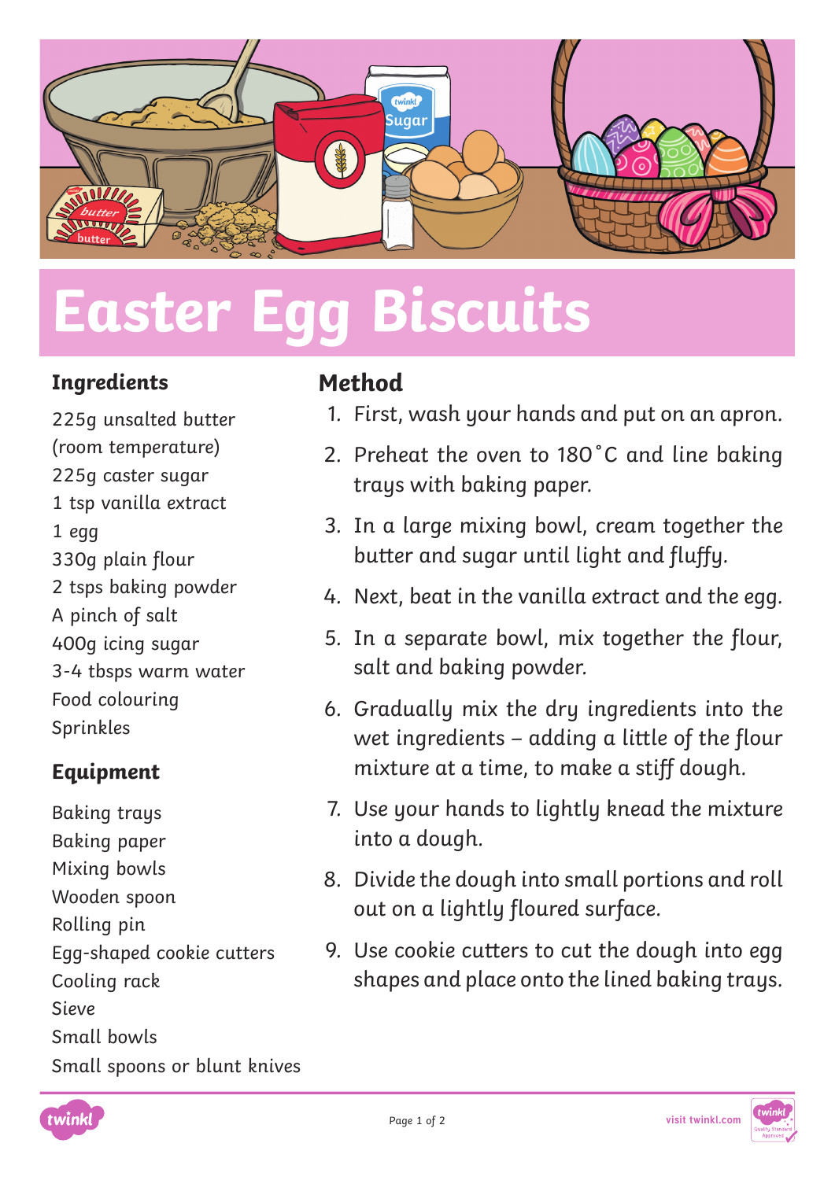# Easter Egg Biscuits

## Ingredients

225g unsalted butter (room temperature)
225g caster sugar
1 tsp vanilla extract
1 egg
330g plain flour
2 tsps baking powder
A pinch of salt
400g icing sugar
3-4 tbsps warm water
Food colouring
Sprinkles

## Equipment

Baking trays
Baking paper
Mixing bowls
Wooden spoon
Rolling pin
Egg-shaped cookie cutters
Cooling rack
Sieve
Small bowls
Small spoons or blunt knives

## Method

1. First, wash your hands and put on an apron.
2. Preheat the oven to 180˚C and line baking trays with baking paper.
3. In a large mixing bowl, cream together the butter and sugar until light and fluffy.
4. Next, beat in the vanilla extract and the egg.
5. In a separate bowl, mix together the flour, salt and baking powder.
6. Gradually mix the dry ingredients into the wet ingredients – adding a little of the flour mixture at a time, to make a stiff dough.
7. Use your hands to lightly knead the mixture into a dough.
8. Divide the dough into small portions and roll out on a lightly floured surface.
9. Use cookie cutters to cut the dough into egg shapes and place onto the lined baking trays.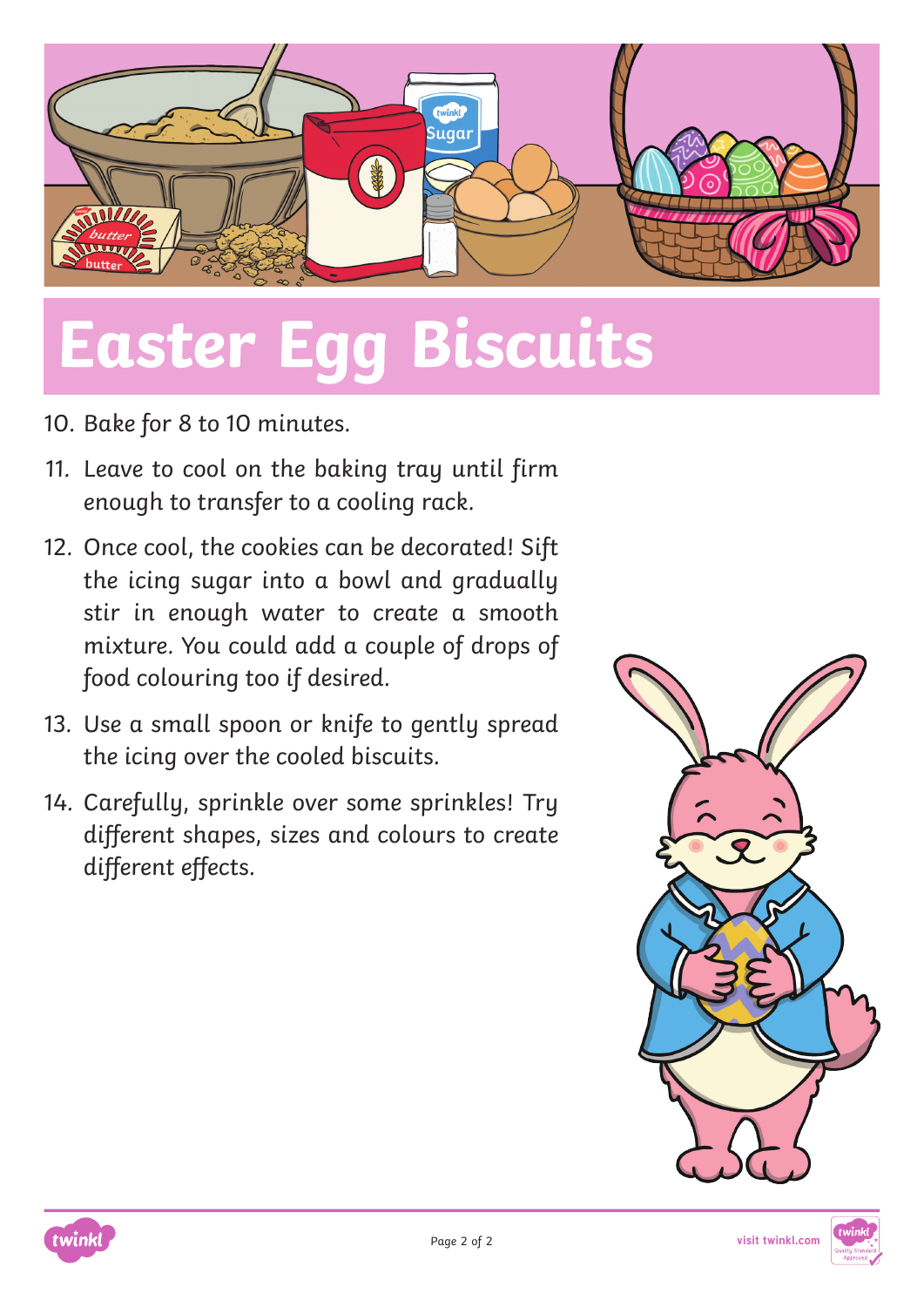# Easter Egg Biscuits

10. Bake for 8 to 10 minutes.
11. Leave to cool on the baking tray until firm enough to transfer to a cooling rack.
12. Once cool, the cookies can be decorated! Sift the icing sugar into a bowl and gradually stir in enough water to create a smooth mixture. You could add a couple of drops of food colouring too if desired.
13. Use a small spoon or knife to gently spread the icing over the cooled biscuits.
14. Carefully, sprinkle over some sprinkles! Try different shapes, sizes and colours to create different effects.